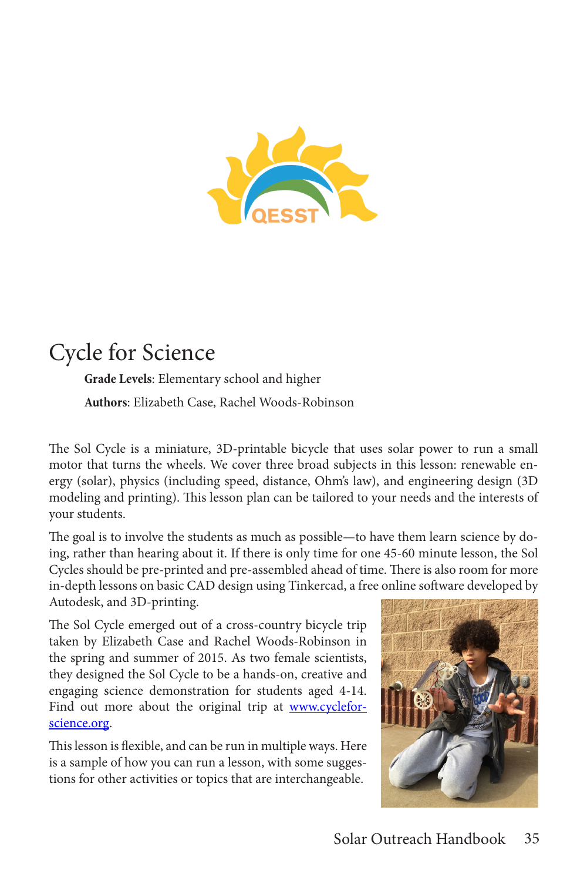# Cycle for Science

**Grade Levels**: Elementary school and higher

**Authors**: Elizabeth Case, Rachel Woods-Robinson

The Sol Cycle is a miniature, 3D-printable bicycle that uses solar power to run a small motor that turns the wheels. We cover three broad subjects in this lesson: renewable energy (solar), physics (including speed, distance, Ohm's law), and engineering design (3D modeling and printing). This lesson plan can be tailored to your needs and the interests of your students.

The goal is to involve the students as much as possible—to have them learn science by doing, rather than hearing about it. If there is only time for one 45-60 minute lesson, the Sol Cycles should be pre-printed and pre-assembled ahead of time. There is also room for more in-depth lessons on basic CAD design using Tinkercad, a free online software developed by Autodesk, and 3D-printing.

The Sol Cycle emerged out of a cross-country bicycle trip taken by Elizabeth Case and Rachel Woods-Robinson in the spring and summer of 2015. As two female scientists, they designed the Sol Cycle to be a hands-on, creative and engaging science demonstration for students aged 4-14. Find out more about the original trip at [www.cycleforscience.org](http://www.cycleforscience.org).

This lesson is flexible, and can be run in multiple ways. Here is a sample of how you can run a lesson, with some suggestions for other activities or topics that are interchangeable.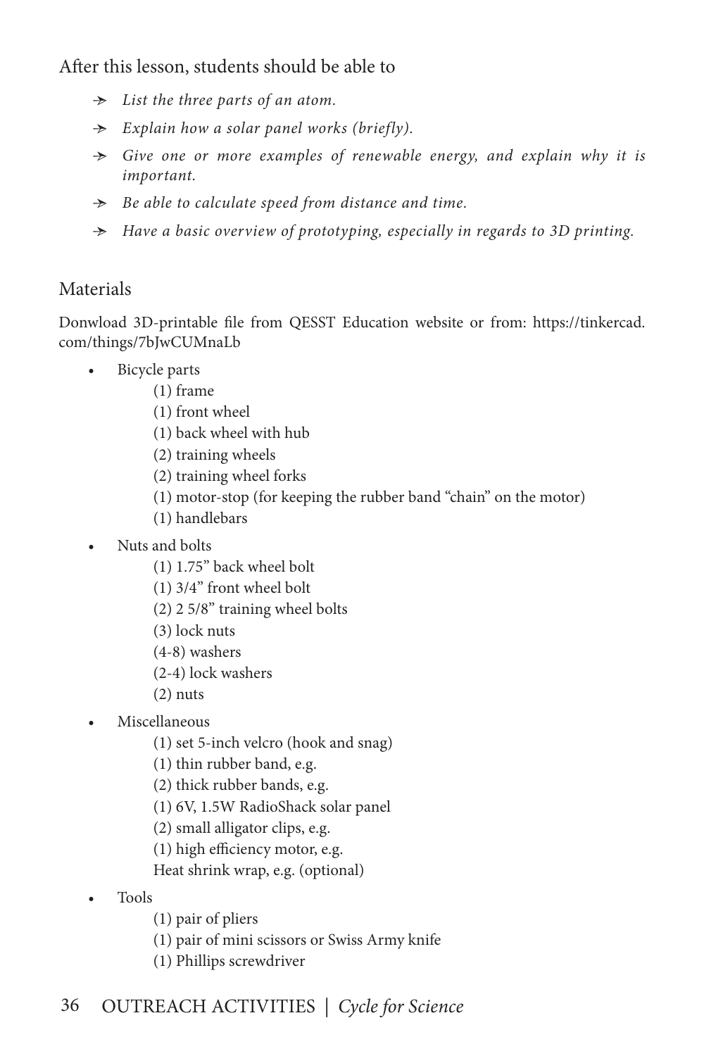After this lesson, students should be able to

- *List the three parts of an atom.*
- *Explain how a solar panel works (briefly).*
- *Give one or more examples of renewable energy, and explain why it is important.*
- *Be able to calculate speed from distance and time.*
- *Have a basic overview of prototyping, especially in regards to 3D printing.*

## Materials

Donwload 3D-printable file from QESST Education website or from: https://tinkercad.com/things/7bJwCUMnaLb

- Bicycle parts
  - (1) frame
  - (1) front wheel
  - (1) back wheel with hub
  - (2) training wheels
  - (2) training wheel forks
  - (1) motor-stop (for keeping the rubber band "chain" on the motor)
  - (1) handlebars
- Nuts and bolts
  - (1) 1.75" back wheel bolt
  - (1) 3/4" front wheel bolt
  - (2) 2 5/8" training wheel bolts
  - (3) lock nuts
  - (4-8) washers
  - (2-4) lock washers
  - (2) nuts
- Miscellaneous
  - (1) set 5-inch velcro (hook and snag)
  - (1) thin rubber band, e.g.
  - (2) thick rubber bands, e.g.
  - (1) 6V, 1.5W RadioShack solar panel
  - (2) small alligator clips, e.g.
  - (1) high efficiency motor, e.g.
  - Heat shrink wrap, e.g. (optional)
- Tools
  - (1) pair of pliers
  - (1) pair of mini scissors or Swiss Army knife
  - (1) Phillips screwdriver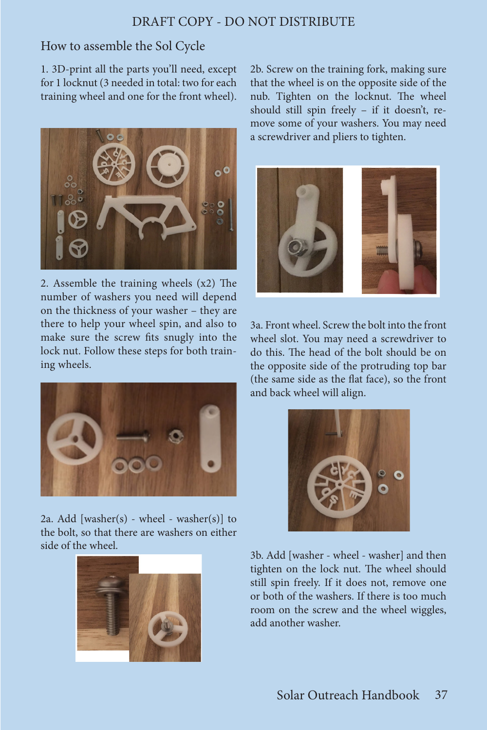DRAFT COPY - DO NOT DISTRIBUTE

## How to assemble the Sol Cycle

1. 3D-print all the parts you'll need, except for 1 locknut (3 needed in total: two for each training wheel and one for the front wheel).

2. Assemble the training wheels (x2) The number of washers you need will depend on the thickness of your washer – they are there to help your wheel spin, and also to make sure the screw fits snugly into the lock nut. Follow these steps for both training wheels.

2a. Add [washer(s) - wheel - washer(s)] to the bolt, so that there are washers on either side of the wheel.

2b. Screw on the training fork, making sure that the wheel is on the opposite side of the nub. Tighten on the locknut. The wheel should still spin freely – if it doesn't, remove some of your washers. You may need a screwdriver and pliers to tighten.

3a. Front wheel. Screw the bolt into the front wheel slot. You may need a screwdriver to do this. The head of the bolt should be on the opposite side of the protruding top bar (the same side as the flat face), so the front and back wheel will align.

3b. Add [washer - wheel - washer] and then tighten on the lock nut. The wheel should still spin freely. If it does not, remove one or both of the washers. If there is too much room on the screw and the wheel wiggles, add another washer.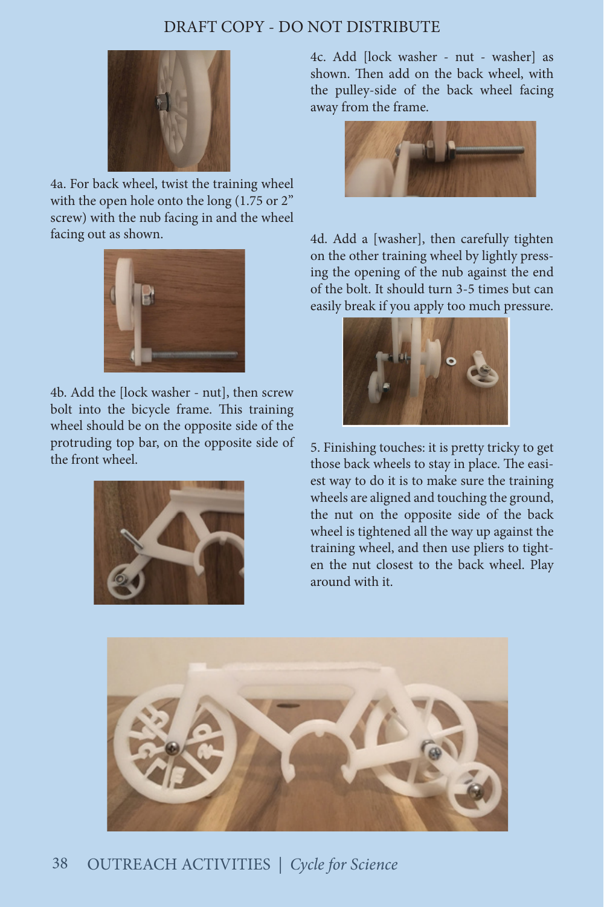4a. For back wheel, twist the training wheel with the open hole onto the long (1.75 or 2" screw) with the nub facing in and the wheel facing out as shown.

4b. Add the [lock washer - nut], then screw bolt into the bicycle frame. This training wheel should be on the opposite side of the protruding top bar, on the opposite side of the front wheel.

4c. Add [lock washer - nut - washer] as shown. Then add on the back wheel, with the pulley-side of the back wheel facing away from the frame.

4d. Add a [washer], then carefully tighten on the other training wheel by lightly pressing the opening of the nub against the end of the bolt. It should turn 3-5 times but can easily break if you apply too much pressure.

5. Finishing touches: it is pretty tricky to get those back wheels to stay in place. The easiest way to do it is to make sure the training wheels are aligned and touching the ground, the nut on the opposite side of the back wheel is tightened all the way up against the training wheel, and then use pliers to tighten the nut closest to the back wheel. Play around with it.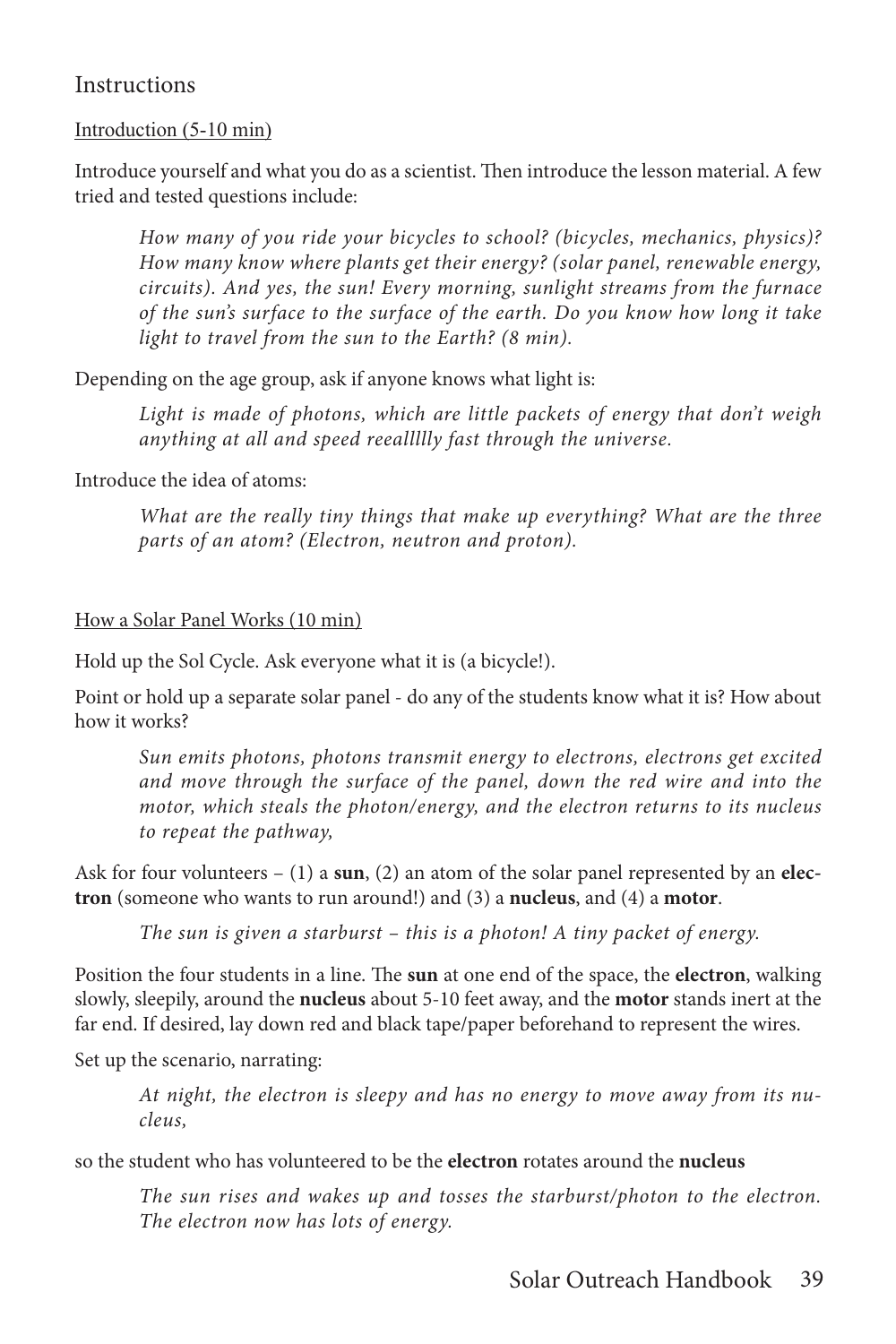## Instructions

Introduction (5-10 min)

Introduce yourself and what you do as a scientist. Then introduce the lesson material. A few tried and tested questions include:

> *How many of you ride your bicycles to school? (bicycles, mechanics, physics)? How many know where plants get their energy? (solar panel, renewable energy, circuits). And yes, the sun! Every morning, sunlight streams from the furnace of the sun's surface to the surface of the earth. Do you know how long it take light to travel from the sun to the Earth? (8 min).*

Depending on the age group, ask if anyone knows what light is:

> *Light is made of photons, which are little packets of energy that don't weigh anything at all and speed reeallllly fast through the universe.*

Introduce the idea of atoms:

> *What are the really tiny things that make up everything? What are the three parts of an atom? (Electron, neutron and proton).*

How a Solar Panel Works (10 min)

Hold up the Sol Cycle. Ask everyone what it is (a bicycle!).

Point or hold up a separate solar panel - do any of the students know what it is? How about how it works?

> *Sun emits photons, photons transmit energy to electrons, electrons get excited and move through the surface of the panel, down the red wire and into the motor, which steals the photon/energy, and the electron returns to its nucleus to repeat the pathway,*

Ask for four volunteers – (1) a **sun**, (2) an atom of the solar panel represented by an **electron** (someone who wants to run around!) and (3) a **nucleus**, and (4) a **motor**.

> *The sun is given a starburst – this is a photon! A tiny packet of energy.*

Position the four students in a line. The **sun** at one end of the space, the **electron**, walking slowly, sleepily, around the **nucleus** about 5-10 feet away, and the **motor** stands inert at the far end. If desired, lay down red and black tape/paper beforehand to represent the wires.

Set up the scenario, narrating:

> *At night, the electron is sleepy and has no energy to move away from its nucleus,*

so the student who has volunteered to be the **electron** rotates around the **nucleus**

> *The sun rises and wakes up and tosses the starburst/photon to the electron. The electron now has lots of energy.*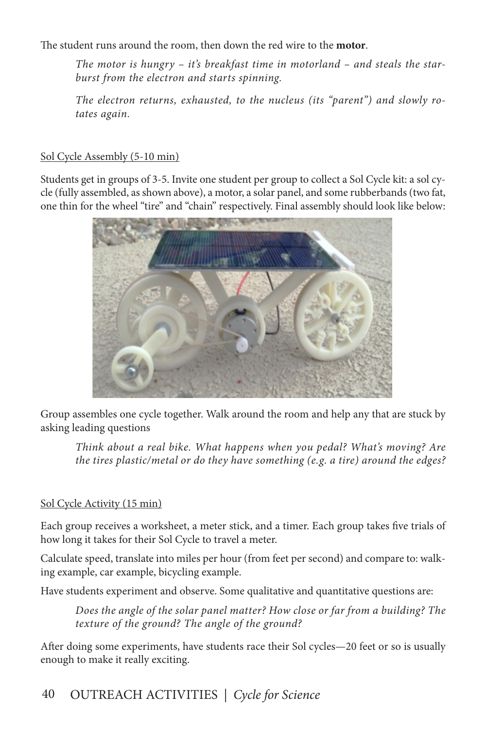The student runs around the room, then down the red wire to the **motor**.

> *The motor is hungry – it's breakfast time in motorland – and steals the starburst from the electron and starts spinning.*
>
> *The electron returns, exhausted, to the nucleus (its "parent") and slowly rotates again.*

Sol Cycle Assembly (5-10 min)

Students get in groups of 3-5. Invite one student per group to collect a Sol Cycle kit: a sol cycle (fully assembled, as shown above), a motor, a solar panel, and some rubberbands (two fat, one thin for the wheel "tire" and "chain" respectively. Final assembly should look like below:

Group assembles one cycle together. Walk around the room and help any that are stuck by asking leading questions

> *Think about a real bike. What happens when you pedal? What's moving? Are the tires plastic/metal or do they have something (e.g. a tire) around the edges?*

Sol Cycle Activity (15 min)

Each group receives a worksheet, a meter stick, and a timer. Each group takes five trials of how long it takes for their Sol Cycle to travel a meter.

Calculate speed, translate into miles per hour (from feet per second) and compare to: walking example, car example, bicycling example.

Have students experiment and observe. Some qualitative and quantitative questions are:

> *Does the angle of the solar panel matter? How close or far from a building? The texture of the ground? The angle of the ground?*

After doing some experiments, have students race their Sol cycles—20 feet or so is usually enough to make it really exciting.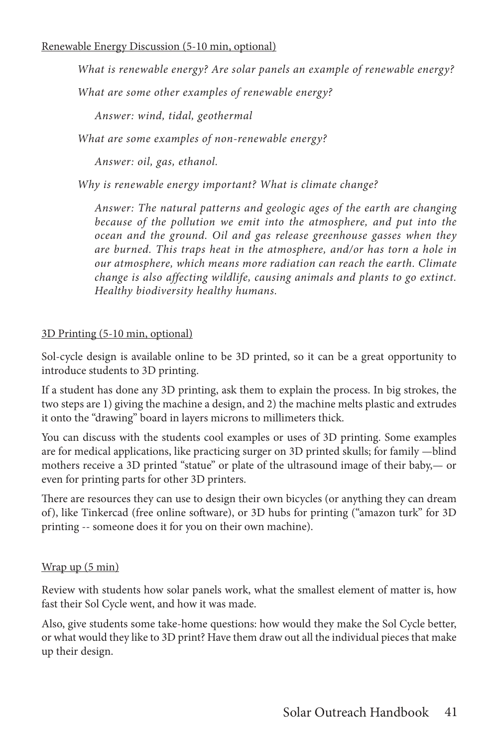Renewable Energy Discussion (5-10 min, optional)

*What is renewable energy? Are solar panels an example of renewable energy?*

*What are some other examples of renewable energy?*

*Answer: wind, tidal, geothermal*

*What are some examples of non-renewable energy?*

*Answer: oil, gas, ethanol.*

*Why is renewable energy important? What is climate change?*

*Answer: The natural patterns and geologic ages of the earth are changing because of the pollution we emit into the atmosphere, and put into the ocean and the ground. Oil and gas release greenhouse gasses when they are burned. This traps heat in the atmosphere, and/or has torn a hole in our atmosphere, which means more radiation can reach the earth. Climate change is also affecting wildlife, causing animals and plants to go extinct. Healthy biodiversity healthy humans.*

3D Printing (5-10 min, optional)

Sol-cycle design is available online to be 3D printed, so it can be a great opportunity to introduce students to 3D printing.

If a student has done any 3D printing, ask them to explain the process. In big strokes, the two steps are 1) giving the machine a design, and 2) the machine melts plastic and extrudes it onto the "drawing" board in layers microns to millimeters thick.

You can discuss with the students cool examples or uses of 3D printing. Some examples are for medical applications, like practicing surger on 3D printed skulls; for family —blind mothers receive a 3D printed "statue" or plate of the ultrasound image of their baby,— or even for printing parts for other 3D printers.

There are resources they can use to design their own bicycles (or anything they can dream of), like Tinkercad (free online software), or 3D hubs for printing ("amazon turk" for 3D printing -- someone does it for you on their own machine).

Wrap up (5 min)

Review with students how solar panels work, what the smallest element of matter is, how fast their Sol Cycle went, and how it was made.

Also, give students some take-home questions: how would they make the Sol Cycle better, or what would they like to 3D print? Have them draw out all the individual pieces that make up their design.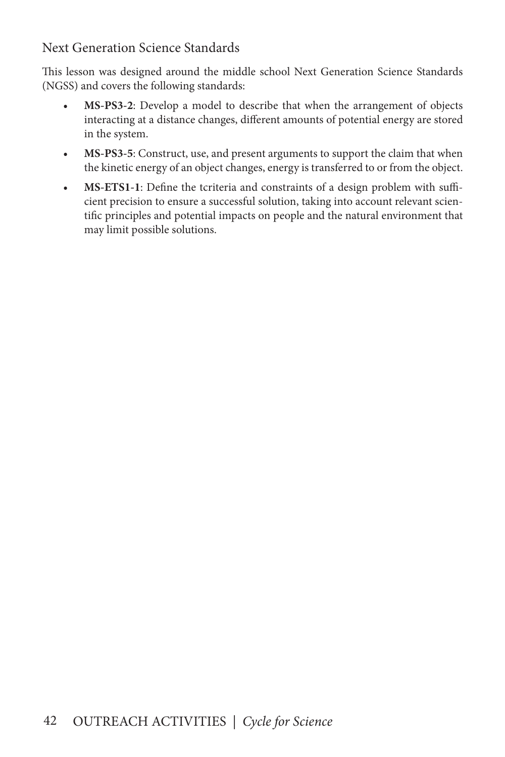## Next Generation Science Standards

This lesson was designed around the middle school Next Generation Science Standards (NGSS) and covers the following standards:

- **MS-PS3-2**: Develop a model to describe that when the arrangement of objects interacting at a distance changes, different amounts of potential energy are stored in the system.
- **MS-PS3-5**: Construct, use, and present arguments to support the claim that when the kinetic energy of an object changes, energy is transferred to or from the object.
- **MS-ETS1-1**: Define the tcriteria and constraints of a design problem with sufficient precision to ensure a successful solution, taking into account relevant scientific principles and potential impacts on people and the natural environment that may limit possible solutions.